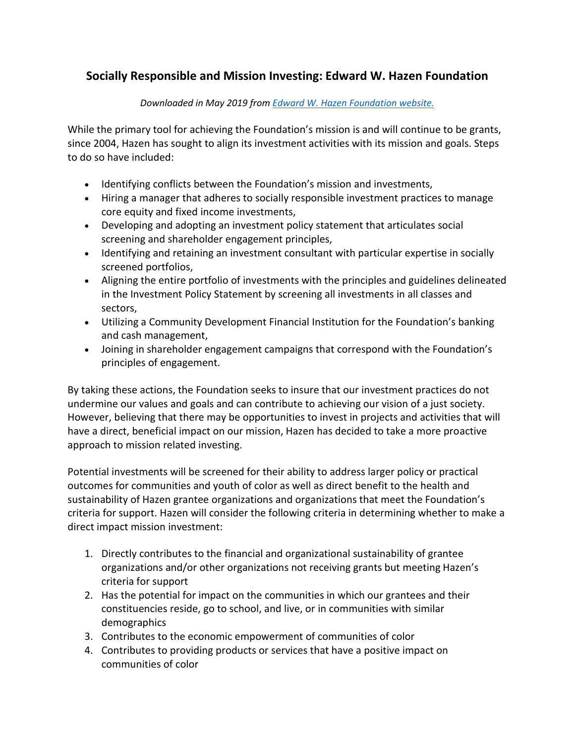# Socially Responsible and Mission Investing: Edward W. Hazen Foundation

*Downloaded in May 2019 from [Edward W. Hazen Foundation website.]()*

While the primary tool for achieving the Foundation's mission is and will continue to be grants, since 2004, Hazen has sought to align its investment activities with its mission and goals. Steps to do so have included:

- Identifying conflicts between the Foundation's mission and investments,
- Hiring a manager that adheres to socially responsible investment practices to manage core equity and fixed income investments,
- Developing and adopting an investment policy statement that articulates social screening and shareholder engagement principles,
- Identifying and retaining an investment consultant with particular expertise in socially screened portfolios,
- Aligning the entire portfolio of investments with the principles and guidelines delineated in the Investment Policy Statement by screening all investments in all classes and sectors,
- Utilizing a Community Development Financial Institution for the Foundation's banking and cash management,
- Joining in shareholder engagement campaigns that correspond with the Foundation's principles of engagement.

By taking these actions, the Foundation seeks to insure that our investment practices do not undermine our values and goals and can contribute to achieving our vision of a just society. However, believing that there may be opportunities to invest in projects and activities that will have a direct, beneficial impact on our mission, Hazen has decided to take a more proactive approach to mission related investing.

Potential investments will be screened for their ability to address larger policy or practical outcomes for communities and youth of color as well as direct benefit to the health and sustainability of Hazen grantee organizations and organizations that meet the Foundation's criteria for support. Hazen will consider the following criteria in determining whether to make a direct impact mission investment:

1. Directly contributes to the financial and organizational sustainability of grantee organizations and/or other organizations not receiving grants but meeting Hazen's criteria for support
2. Has the potential for impact on the communities in which our grantees and their constituencies reside, go to school, and live, or in communities with similar demographics
3. Contributes to the economic empowerment of communities of color
4. Contributes to providing products or services that have a positive impact on communities of color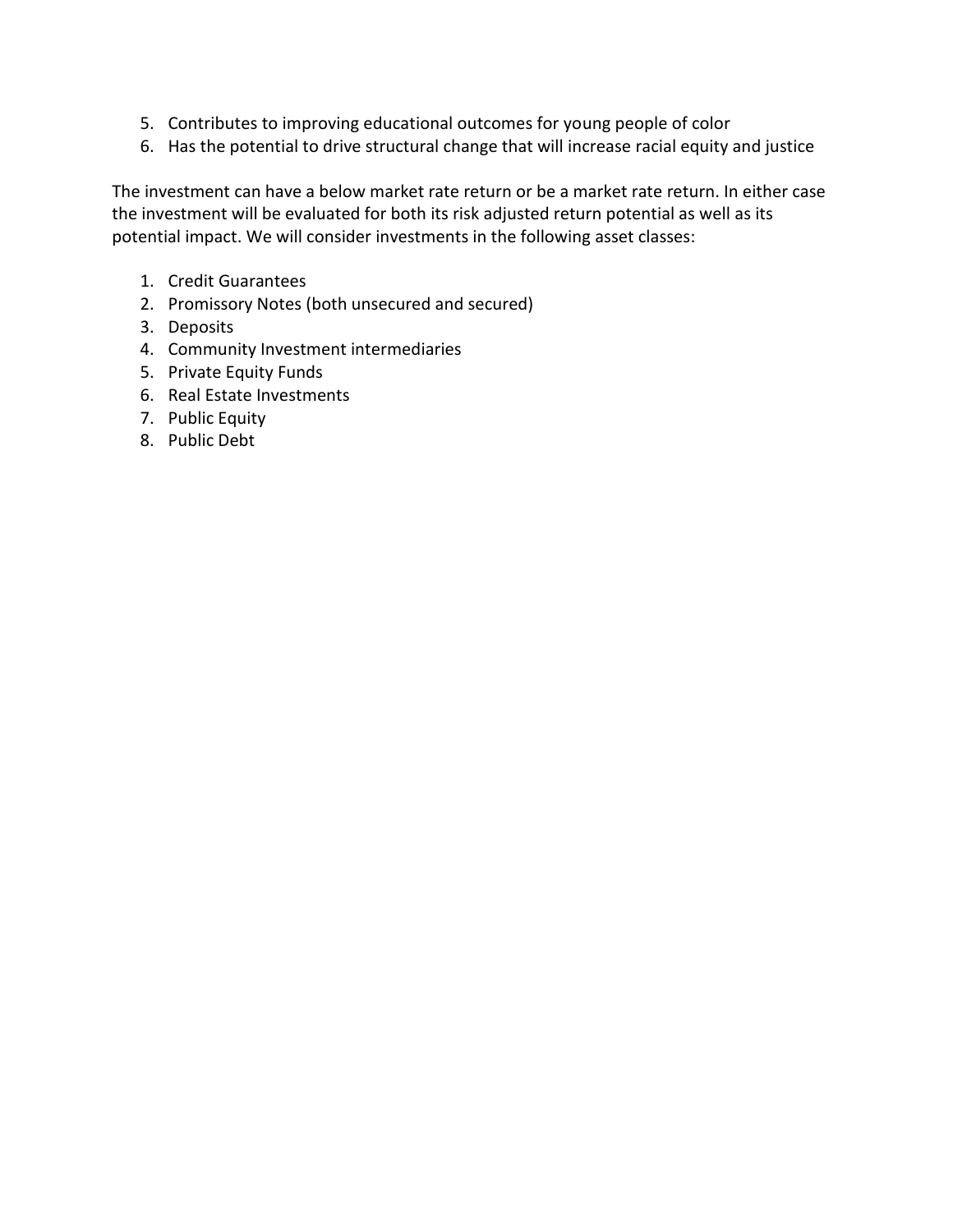5. Contributes to improving educational outcomes for young people of color
6. Has the potential to drive structural change that will increase racial equity and justice

The investment can have a below market rate return or be a market rate return. In either case the investment will be evaluated for both its risk adjusted return potential as well as its potential impact. We will consider investments in the following asset classes:

1. Credit Guarantees
2. Promissory Notes (both unsecured and secured)
3. Deposits
4. Community Investment intermediaries
5. Private Equity Funds
6. Real Estate Investments
7. Public Equity
8. Public Debt